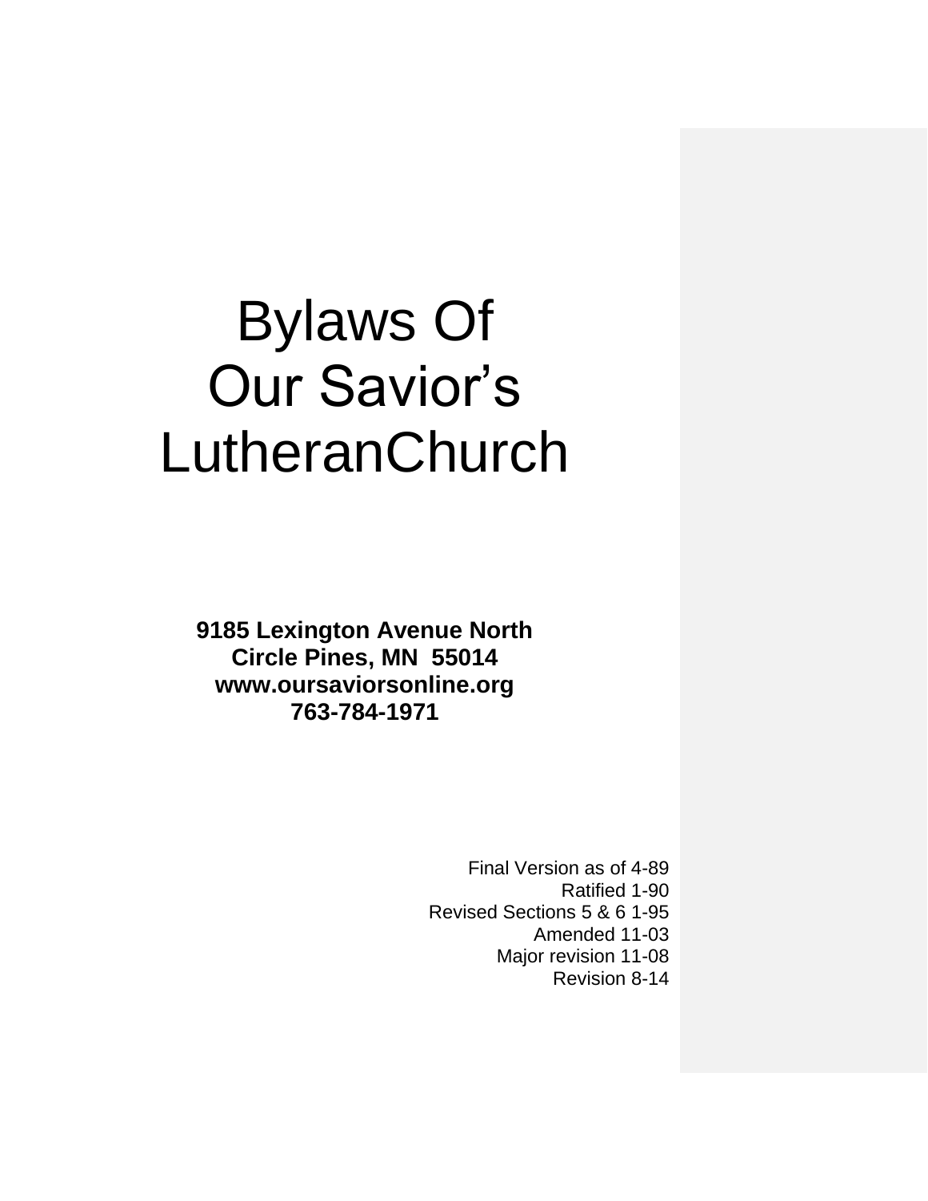# Bylaws Of
# Our Savior's
# LutheranChurch

**9185 Lexington Avenue North**
**Circle Pines, MN 55014**
**www.oursaviorsonline.org**
**763-784-1971**

Final Version as of 4-89
Ratified 1-90
Revised Sections 5 & 6 1-95
Amended 11-03
Major revision 11-08
Revision 8-14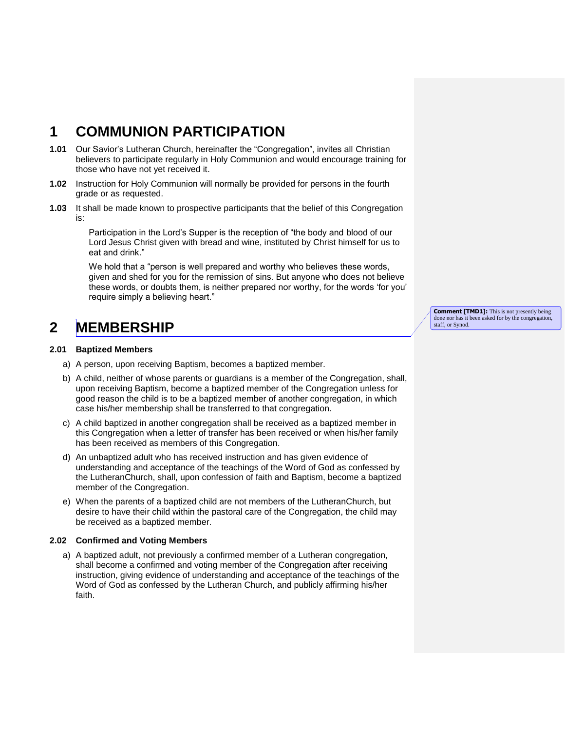# 1 COMMUNION PARTICIPATION

**1.01** Our Savior's Lutheran Church, hereinafter the "Congregation", invites all Christian believers to participate regularly in Holy Communion and would encourage training for those who have not yet received it.

**1.02** Instruction for Holy Communion will normally be provided for persons in the fourth grade or as requested.

**1.03** It shall be made known to prospective participants that the belief of this Congregation is:

> Participation in the Lord's Supper is the reception of "the body and blood of our Lord Jesus Christ given with bread and wine, instituted by Christ himself for us to eat and drink."
>
> We hold that a "person is well prepared and worthy who believes these words, given and shed for you for the remission of sins. But anyone who does not believe these words, or doubts them, is neither prepared nor worthy, for the words 'for you' require simply a believing heart."

**Comment [TMD1]:** This is not presently being done nor has it been asked for by the congregation, staff, or Synod.

# 2 MEMBERSHIP

### 2.01 Baptized Members

a) A person, upon receiving Baptism, becomes a baptized member.

b) A child, neither of whose parents or guardians is a member of the Congregation, shall, upon receiving Baptism, become a baptized member of the Congregation unless for good reason the child is to be a baptized member of another congregation, in which case his/her membership shall be transferred to that congregation.

c) A child baptized in another congregation shall be received as a baptized member in this Congregation when a letter of transfer has been received or when his/her family has been received as members of this Congregation.

d) An unbaptized adult who has received instruction and has given evidence of understanding and acceptance of the teachings of the Word of God as confessed by the LutheranChurch, shall, upon confession of faith and Baptism, become a baptized member of the Congregation.

e) When the parents of a baptized child are not members of the LutheranChurch, but desire to have their child within the pastoral care of the Congregation, the child may be received as a baptized member.

### 2.02 Confirmed and Voting Members

a) A baptized adult, not previously a confirmed member of a Lutheran congregation, shall become a confirmed and voting member of the Congregation after receiving instruction, giving evidence of understanding and acceptance of the teachings of the Word of God as confessed by the Lutheran Church, and publicly affirming his/her faith.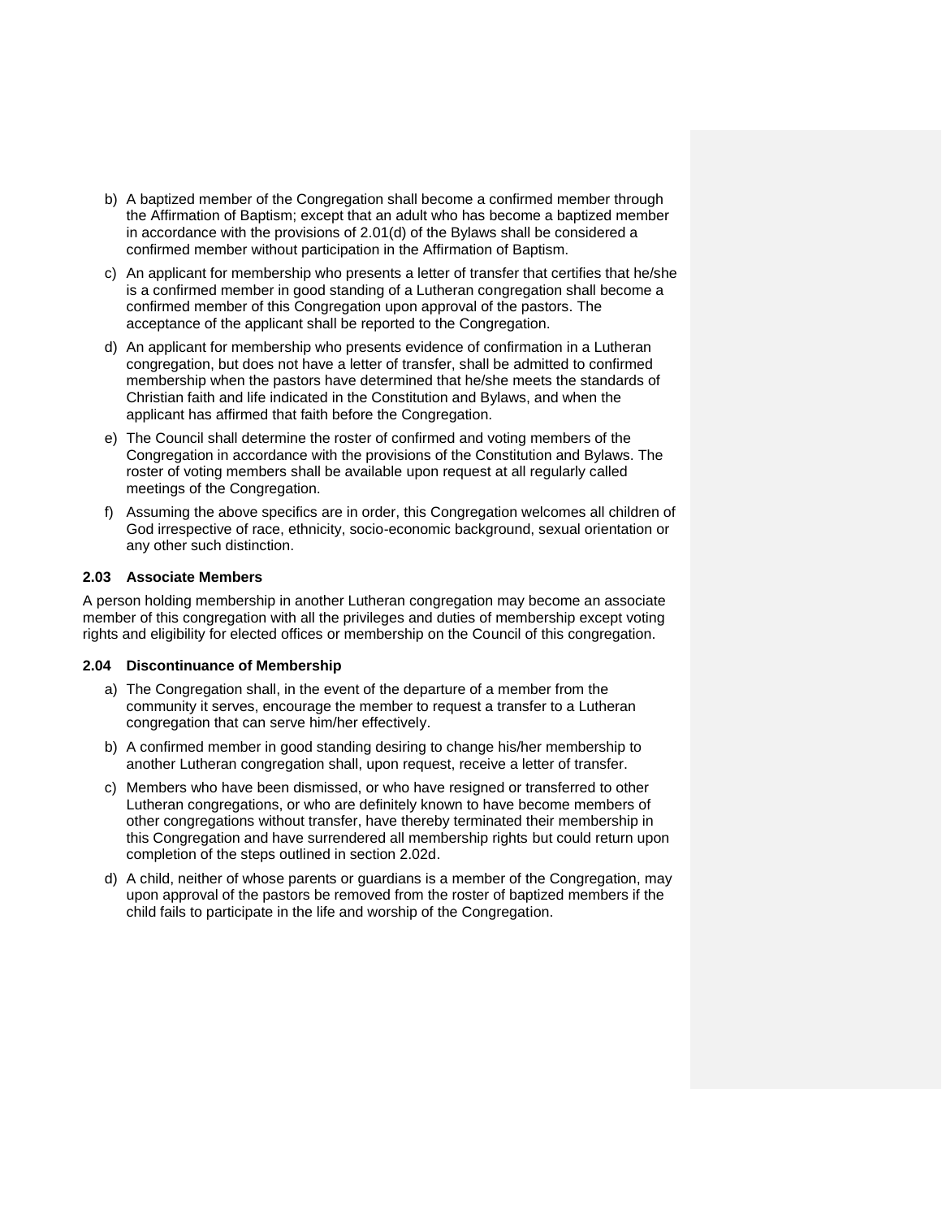b) A baptized member of the Congregation shall become a confirmed member through the Affirmation of Baptism; except that an adult who has become a baptized member in accordance with the provisions of 2.01(d) of the Bylaws shall be considered a confirmed member without participation in the Affirmation of Baptism.

c) An applicant for membership who presents a letter of transfer that certifies that he/she is a confirmed member in good standing of a Lutheran congregation shall become a confirmed member of this Congregation upon approval of the pastors. The acceptance of the applicant shall be reported to the Congregation.

d) An applicant for membership who presents evidence of confirmation in a Lutheran congregation, but does not have a letter of transfer, shall be admitted to confirmed membership when the pastors have determined that he/she meets the standards of Christian faith and life indicated in the Constitution and Bylaws, and when the applicant has affirmed that faith before the Congregation.

e) The Council shall determine the roster of confirmed and voting members of the Congregation in accordance with the provisions of the Constitution and Bylaws. The roster of voting members shall be available upon request at all regularly called meetings of the Congregation.

f) Assuming the above specifics are in order, this Congregation welcomes all children of God irrespective of race, ethnicity, socio-economic background, sexual orientation or any other such distinction.

### 2.03 Associate Members

A person holding membership in another Lutheran congregation may become an associate member of this congregation with all the privileges and duties of membership except voting rights and eligibility for elected offices or membership on the Council of this congregation.

### 2.04 Discontinuance of Membership

a) The Congregation shall, in the event of the departure of a member from the community it serves, encourage the member to request a transfer to a Lutheran congregation that can serve him/her effectively.

b) A confirmed member in good standing desiring to change his/her membership to another Lutheran congregation shall, upon request, receive a letter of transfer.

c) Members who have been dismissed, or who have resigned or transferred to other Lutheran congregations, or who are definitely known to have become members of other congregations without transfer, have thereby terminated their membership in this Congregation and have surrendered all membership rights but could return upon completion of the steps outlined in section 2.02d.

d) A child, neither of whose parents or guardians is a member of the Congregation, may upon approval of the pastors be removed from the roster of baptized members if the child fails to participate in the life and worship of the Congregation.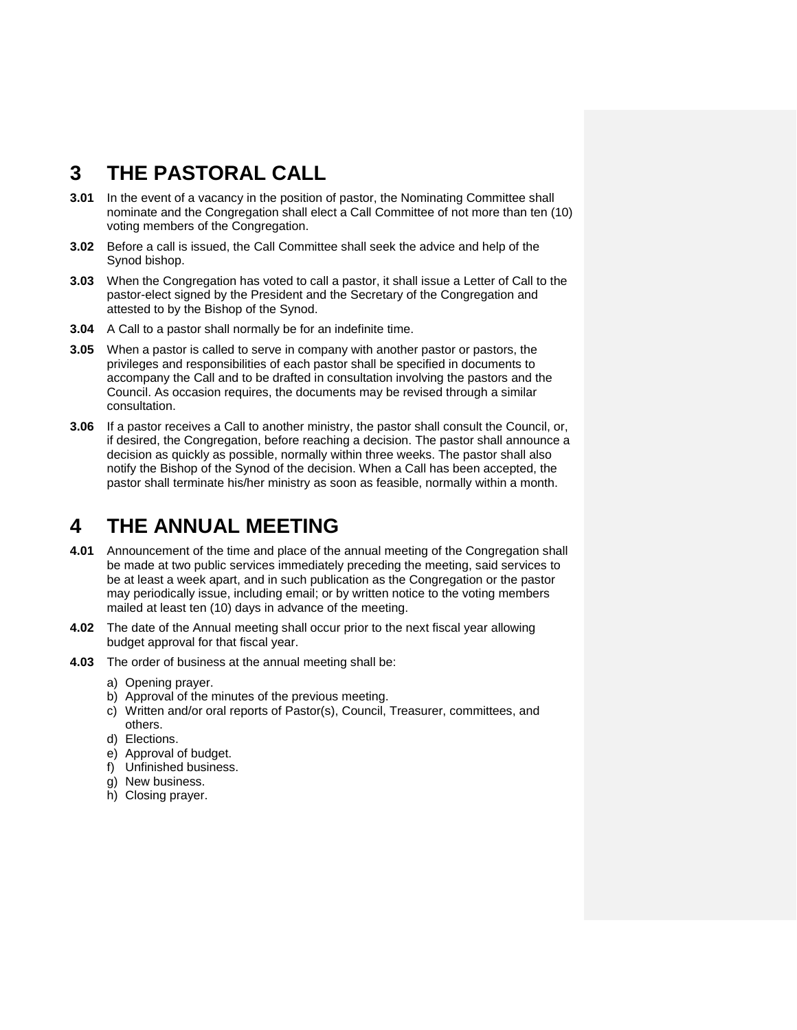# 3 THE PASTORAL CALL

**3.01** In the event of a vacancy in the position of pastor, the Nominating Committee shall nominate and the Congregation shall elect a Call Committee of not more than ten (10) voting members of the Congregation.

**3.02** Before a call is issued, the Call Committee shall seek the advice and help of the Synod bishop.

**3.03** When the Congregation has voted to call a pastor, it shall issue a Letter of Call to the pastor-elect signed by the President and the Secretary of the Congregation and attested to by the Bishop of the Synod.

**3.04** A Call to a pastor shall normally be for an indefinite time.

**3.05** When a pastor is called to serve in company with another pastor or pastors, the privileges and responsibilities of each pastor shall be specified in documents to accompany the Call and to be drafted in consultation involving the pastors and the Council. As occasion requires, the documents may be revised through a similar consultation.

**3.06** If a pastor receives a Call to another ministry, the pastor shall consult the Council, or, if desired, the Congregation, before reaching a decision. The pastor shall announce a decision as quickly as possible, normally within three weeks. The pastor shall also notify the Bishop of the Synod of the decision. When a Call has been accepted, the pastor shall terminate his/her ministry as soon as feasible, normally within a month.

# 4 THE ANNUAL MEETING

**4.01** Announcement of the time and place of the annual meeting of the Congregation shall be made at two public services immediately preceding the meeting, said services to be at least a week apart, and in such publication as the Congregation or the pastor may periodically issue, including email; or by written notice to the voting members mailed at least ten (10) days in advance of the meeting.

**4.02** The date of the Annual meeting shall occur prior to the next fiscal year allowing budget approval for that fiscal year.

**4.03** The order of business at the annual meeting shall be:

a) Opening prayer.
b) Approval of the minutes of the previous meeting.
c) Written and/or oral reports of Pastor(s), Council, Treasurer, committees, and others.
d) Elections.
e) Approval of budget.
f) Unfinished business.
g) New business.
h) Closing prayer.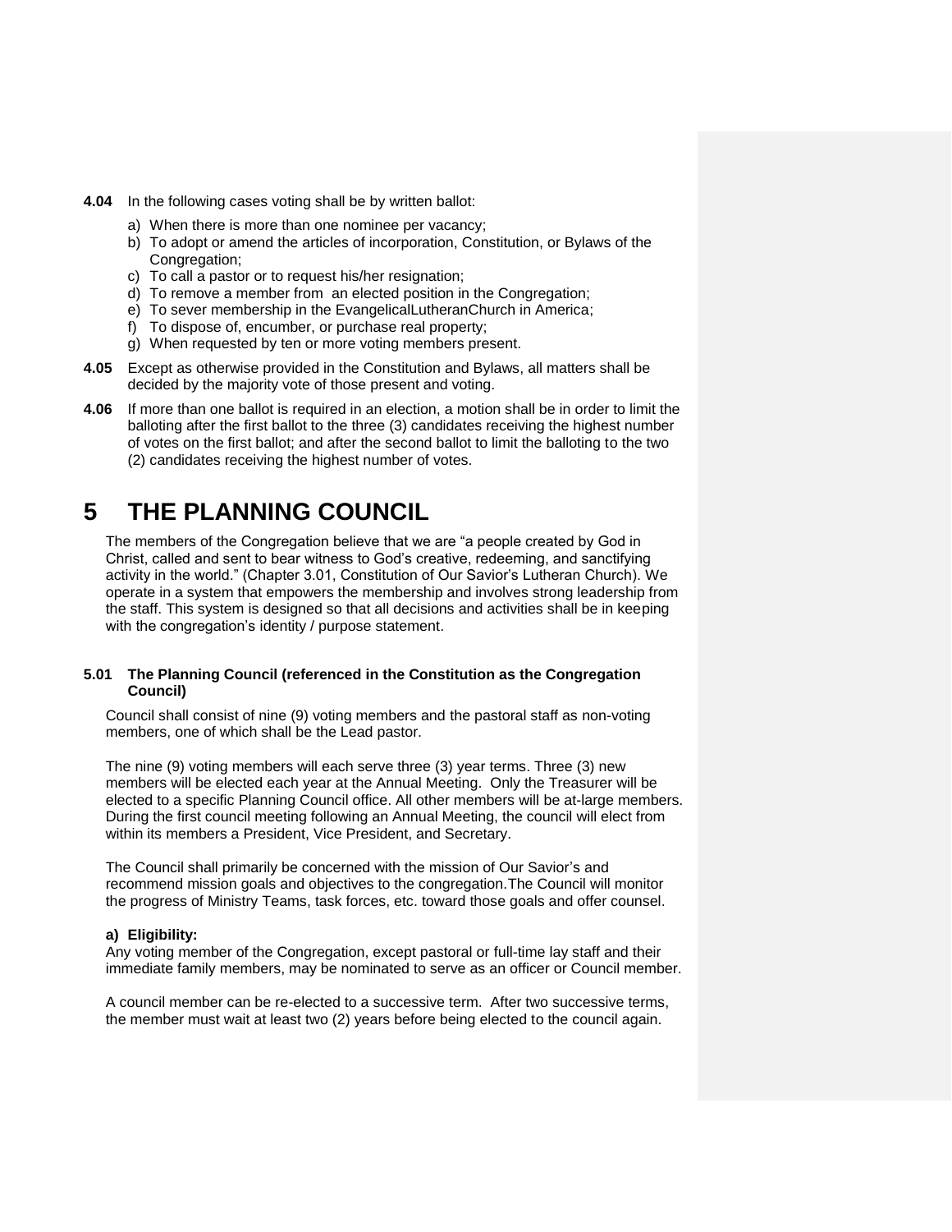**4.04** In the following cases voting shall be by written ballot:

a) When there is more than one nominee per vacancy;
b) To adopt or amend the articles of incorporation, Constitution, or Bylaws of the Congregation;
c) To call a pastor or to request his/her resignation;
d) To remove a member from an elected position in the Congregation;
e) To sever membership in the EvangelicalLutheranChurch in America;
f) To dispose of, encumber, or purchase real property;
g) When requested by ten or more voting members present.

**4.05** Except as otherwise provided in the Constitution and Bylaws, all matters shall be decided by the majority vote of those present and voting.

**4.06** If more than one ballot is required in an election, a motion shall be in order to limit the balloting after the first ballot to the three (3) candidates receiving the highest number of votes on the first ballot; and after the second ballot to limit the balloting to the two (2) candidates receiving the highest number of votes.

# 5 THE PLANNING COUNCIL

The members of the Congregation believe that we are "a people created by God in Christ, called and sent to bear witness to God's creative, redeeming, and sanctifying activity in the world." (Chapter 3.01, Constitution of Our Savior's Lutheran Church). We operate in a system that empowers the membership and involves strong leadership from the staff. This system is designed so that all decisions and activities shall be in keeping with the congregation's identity / purpose statement.

### 5.01 The Planning Council (referenced in the Constitution as the Congregation Council)

Council shall consist of nine (9) voting members and the pastoral staff as non-voting members, one of which shall be the Lead pastor.

The nine (9) voting members will each serve three (3) year terms. Three (3) new members will be elected each year at the Annual Meeting. Only the Treasurer will be elected to a specific Planning Council office. All other members will be at-large members. During the first council meeting following an Annual Meeting, the council will elect from within its members a President, Vice President, and Secretary.

The Council shall primarily be concerned with the mission of Our Savior's and recommend mission goals and objectives to the congregation.The Council will monitor the progress of Ministry Teams, task forces, etc. toward those goals and offer counsel.

**a) Eligibility:**
Any voting member of the Congregation, except pastoral or full-time lay staff and their immediate family members, may be nominated to serve as an officer or Council member.

A council member can be re-elected to a successive term. After two successive terms, the member must wait at least two (2) years before being elected to the council again.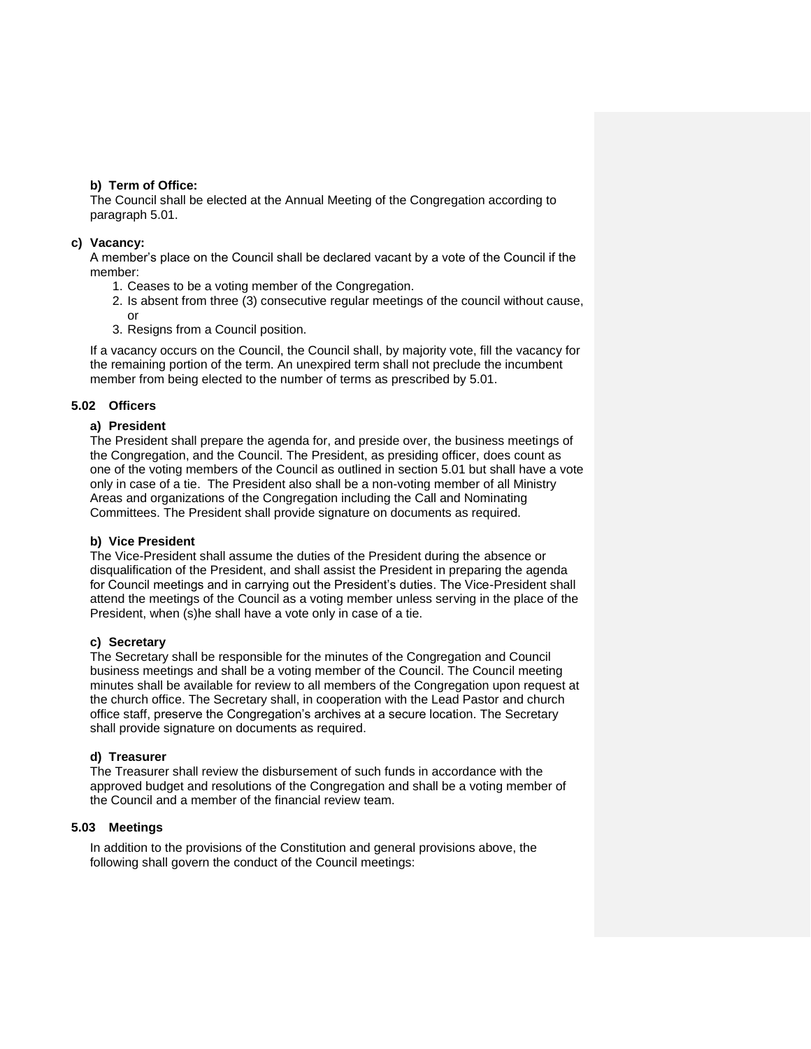**b) Term of Office:**

The Council shall be elected at the Annual Meeting of the Congregation according to paragraph 5.01.

**c) Vacancy:**

A member's place on the Council shall be declared vacant by a vote of the Council if the member:

1. Ceases to be a voting member of the Congregation.
2. Is absent from three (3) consecutive regular meetings of the council without cause, or
3. Resigns from a Council position.

If a vacancy occurs on the Council, the Council shall, by majority vote, fill the vacancy for the remaining portion of the term. An unexpired term shall not preclude the incumbent member from being elected to the number of terms as prescribed by 5.01.

**5.02 Officers**

**a) President**

The President shall prepare the agenda for, and preside over, the business meetings of the Congregation, and the Council. The President, as presiding officer, does count as one of the voting members of the Council as outlined in section 5.01 but shall have a vote only in case of a tie. The President also shall be a non-voting member of all Ministry Areas and organizations of the Congregation including the Call and Nominating Committees. The President shall provide signature on documents as required.

**b) Vice President**

The Vice-President shall assume the duties of the President during the absence or disqualification of the President, and shall assist the President in preparing the agenda for Council meetings and in carrying out the President's duties. The Vice-President shall attend the meetings of the Council as a voting member unless serving in the place of the President, when (s)he shall have a vote only in case of a tie.

**c) Secretary**

The Secretary shall be responsible for the minutes of the Congregation and Council business meetings and shall be a voting member of the Council. The Council meeting minutes shall be available for review to all members of the Congregation upon request at the church office. The Secretary shall, in cooperation with the Lead Pastor and church office staff, preserve the Congregation's archives at a secure location. The Secretary shall provide signature on documents as required.

**d) Treasurer**

The Treasurer shall review the disbursement of such funds in accordance with the approved budget and resolutions of the Congregation and shall be a voting member of the Council and a member of the financial review team.

**5.03 Meetings**

In addition to the provisions of the Constitution and general provisions above, the following shall govern the conduct of the Council meetings: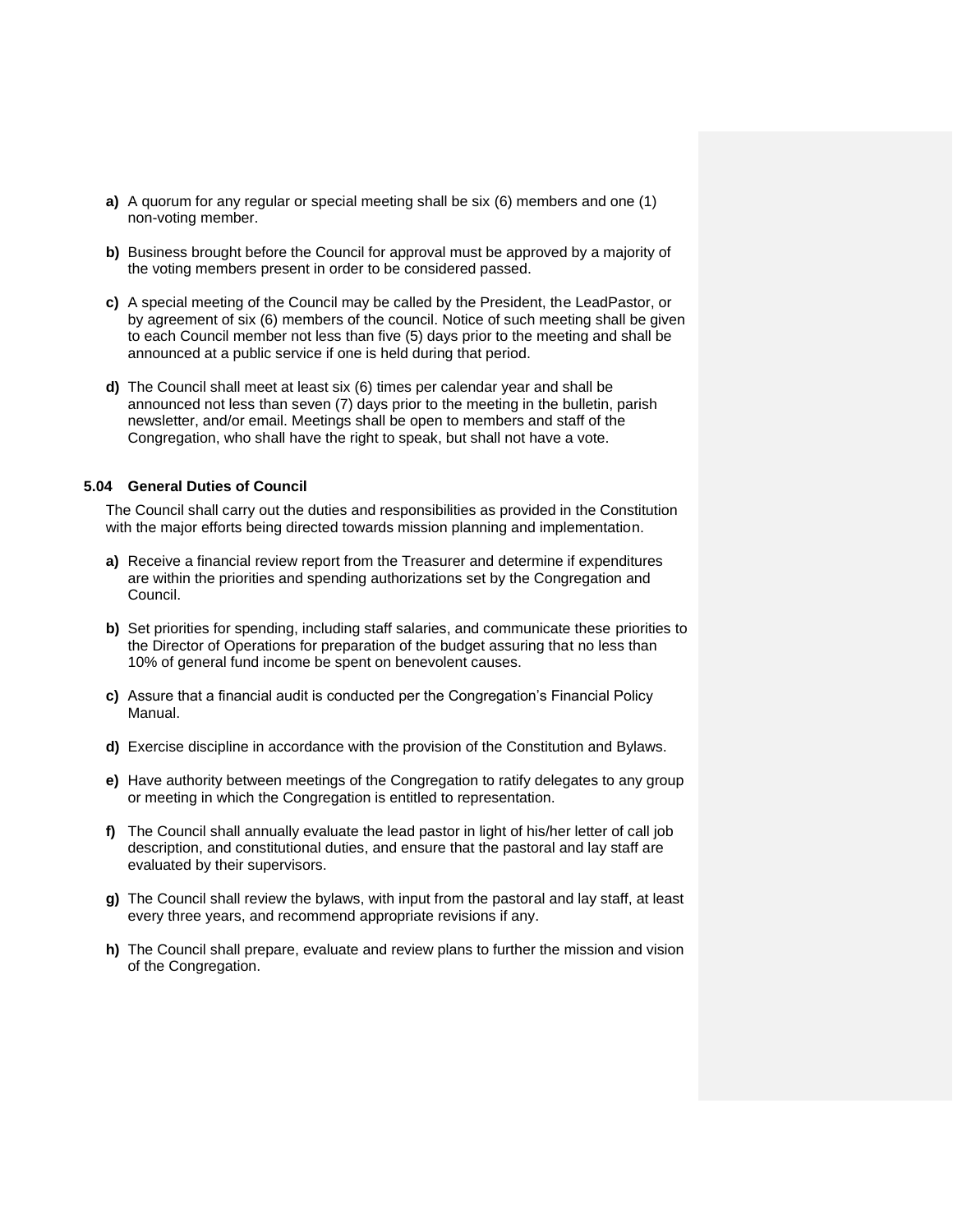- **a)** A quorum for any regular or special meeting shall be six (6) members and one (1) non-voting member.

- **b)** Business brought before the Council for approval must be approved by a majority of the voting members present in order to be considered passed.

- **c)** A special meeting of the Council may be called by the President, the LeadPastor, or by agreement of six (6) members of the council. Notice of such meeting shall be given to each Council member not less than five (5) days prior to the meeting and shall be announced at a public service if one is held during that period.

- **d)** The Council shall meet at least six (6) times per calendar year and shall be announced not less than seven (7) days prior to the meeting in the bulletin, parish newsletter, and/or email. Meetings shall be open to members and staff of the Congregation, who shall have the right to speak, but shall not have a vote.

### 5.04 General Duties of Council

The Council shall carry out the duties and responsibilities as provided in the Constitution with the major efforts being directed towards mission planning and implementation.

- **a)** Receive a financial review report from the Treasurer and determine if expenditures are within the priorities and spending authorizations set by the Congregation and Council.

- **b)** Set priorities for spending, including staff salaries, and communicate these priorities to the Director of Operations for preparation of the budget assuring that no less than 10% of general fund income be spent on benevolent causes.

- **c)** Assure that a financial audit is conducted per the Congregation's Financial Policy Manual.

- **d)** Exercise discipline in accordance with the provision of the Constitution and Bylaws.

- **e)** Have authority between meetings of the Congregation to ratify delegates to any group or meeting in which the Congregation is entitled to representation.

- **f)** The Council shall annually evaluate the lead pastor in light of his/her letter of call job description, and constitutional duties, and ensure that the pastoral and lay staff are evaluated by their supervisors.

- **g)** The Council shall review the bylaws, with input from the pastoral and lay staff, at least every three years, and recommend appropriate revisions if any.

- **h)** The Council shall prepare, evaluate and review plans to further the mission and vision of the Congregation.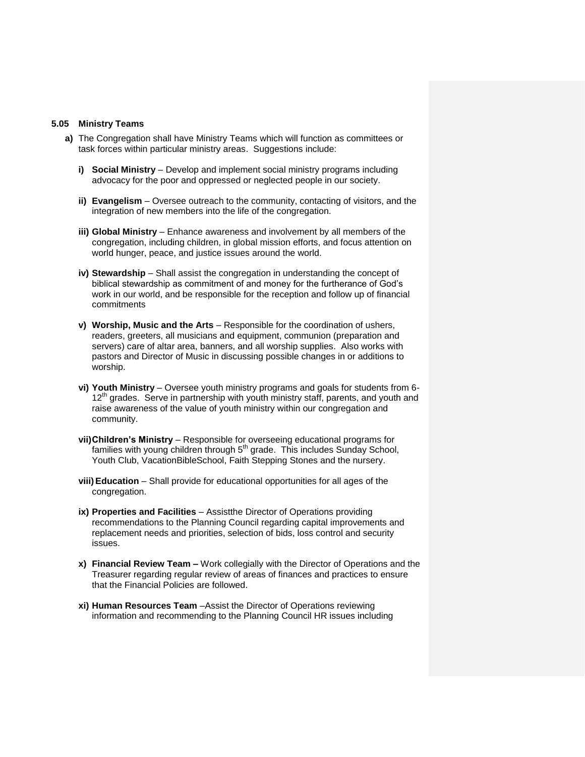### 5.05 Ministry Teams

**a)** The Congregation shall have Ministry Teams which will function as committees or task forces within particular ministry areas. Suggestions include:

**i) Social Ministry** – Develop and implement social ministry programs including advocacy for the poor and oppressed or neglected people in our society.

**ii) Evangelism** – Oversee outreach to the community, contacting of visitors, and the integration of new members into the life of the congregation.

**iii) Global Ministry** – Enhance awareness and involvement by all members of the congregation, including children, in global mission efforts, and focus attention on world hunger, peace, and justice issues around the world.

**iv) Stewardship** – Shall assist the congregation in understanding the concept of biblical stewardship as commitment of and money for the furtherance of God's work in our world, and be responsible for the reception and follow up of financial commitments

**v) Worship, Music and the Arts** – Responsible for the coordination of ushers, readers, greeters, all musicians and equipment, communion (preparation and servers) care of altar area, banners, and all worship supplies. Also works with pastors and Director of Music in discussing possible changes in or additions to worship.

**vi) Youth Ministry** – Oversee youth ministry programs and goals for students from 6-12th grades. Serve in partnership with youth ministry staff, parents, and youth and raise awareness of the value of youth ministry within our congregation and community.

**vii) Children's Ministry** – Responsible for overseeing educational programs for families with young children through 5th grade. This includes Sunday School, Youth Club, VacationBibleSchool, Faith Stepping Stones and the nursery.

**viii) Education** – Shall provide for educational opportunities for all ages of the congregation.

**ix) Properties and Facilities** – Assistthe Director of Operations providing recommendations to the Planning Council regarding capital improvements and replacement needs and priorities, selection of bids, loss control and security issues.

**x) Financial Review Team –** Work collegially with the Director of Operations and the Treasurer regarding regular review of areas of finances and practices to ensure that the Financial Policies are followed.

**xi) Human Resources Team** –Assist the Director of Operations reviewing information and recommending to the Planning Council HR issues including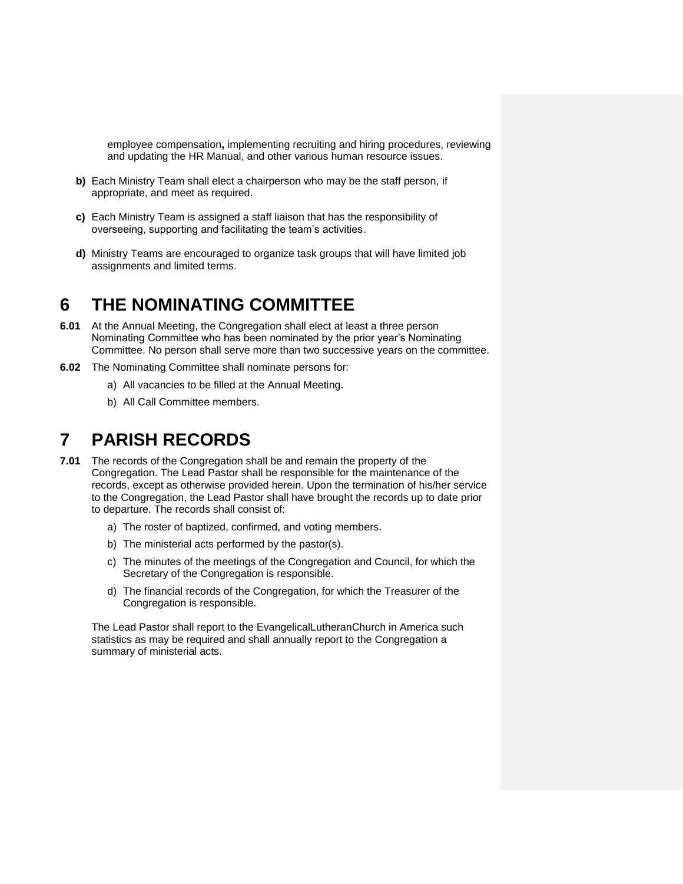employee compensation**,** implementing recruiting and hiring procedures, reviewing and updating the HR Manual, and other various human resource issues.

**b)** Each Ministry Team shall elect a chairperson who may be the staff person, if appropriate, and meet as required.

**c)** Each Ministry Team is assigned a staff liaison that has the responsibility of overseeing, supporting and facilitating the team's activities.

**d)** Ministry Teams are encouraged to organize task groups that will have limited job assignments and limited terms.

# 6 THE NOMINATING COMMITTEE

**6.01** At the Annual Meeting, the Congregation shall elect at least a three person Nominating Committee who has been nominated by the prior year's Nominating Committee. No person shall serve more than two successive years on the committee.

**6.02** The Nominating Committee shall nominate persons for:

a) All vacancies to be filled at the Annual Meeting.

b) All Call Committee members.

# 7 PARISH RECORDS

**7.01** The records of the Congregation shall be and remain the property of the Congregation. The Lead Pastor shall be responsible for the maintenance of the records, except as otherwise provided herein. Upon the termination of his/her service to the Congregation, the Lead Pastor shall have brought the records up to date prior to departure. The records shall consist of:

a) The roster of baptized, confirmed, and voting members.

b) The ministerial acts performed by the pastor(s).

c) The minutes of the meetings of the Congregation and Council, for which the Secretary of the Congregation is responsible.

d) The financial records of the Congregation, for which the Treasurer of the Congregation is responsible.

The Lead Pastor shall report to the EvangelicalLutheranChurch in America such statistics as may be required and shall annually report to the Congregation a summary of ministerial acts.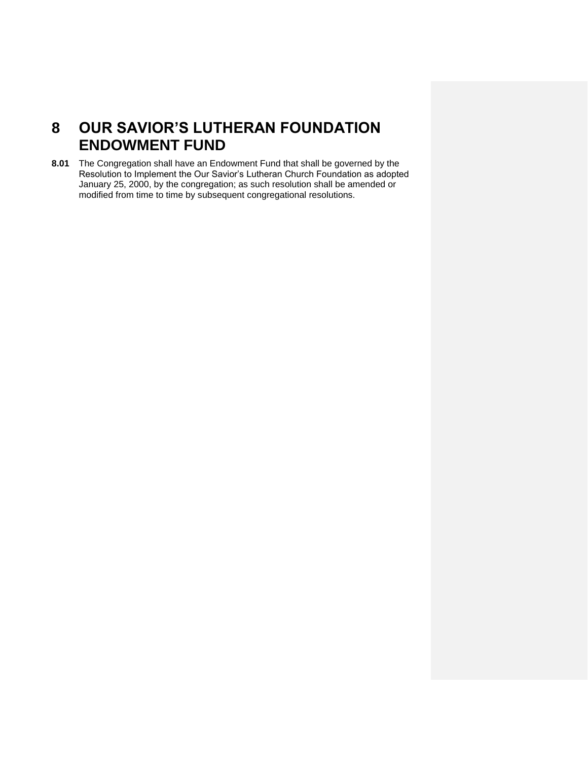# 8 OUR SAVIOR'S LUTHERAN FOUNDATION ENDOWMENT FUND

**8.01** The Congregation shall have an Endowment Fund that shall be governed by the Resolution to Implement the Our Savior's Lutheran Church Foundation as adopted January 25, 2000, by the congregation; as such resolution shall be amended or modified from time to time by subsequent congregational resolutions.